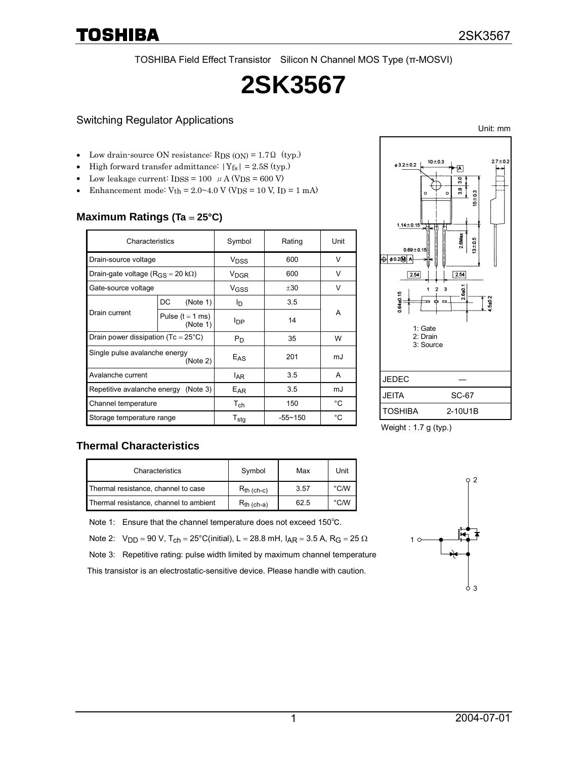TOSHIBA Field Effect Transistor Silicon N Channel MOS Type (π-MOSVI)

# 2SK3567

## Switching Regulator Applications

- Low drain-source ON resistance: $R_{DS\ (ON)}$ = 1.7 Ω (typ.)
- High forward transfer admittance: $|Y_{fs}|$ = 2.5S (typ.)
- Low leakage current: $I_{DSS}$ = 100 μA ($V_{DS}$ = 600 V)
- Enhancement mode: $V_{th}$ = 2.0~4.0 V ($V_{DS}$ = 10 V, $I_D$ = 1 mA)

Unit: mm

| | |
|---|---|
| JEDEC | ― |
| JEITA | SC-67 |
| TOSHIBA | 2-10U1B |

1: Gate
2: Drain
3: Source

Weight : 1.7 g (typ.)

### Maximum Ratings (Ta = 25°C)

| Characteristics | | Symbol | Rating | Unit |
|---|---|---|---|---|
| Drain-source voltage | | $V_{DSS}$ | 600 | V |
| Drain-gate voltage ($R_{GS}$ = 20 kΩ) | | $V_{DGR}$ | 600 | V |
| Gate-source voltage | | $V_{GSS}$ | ±30 | V |
| Drain current | DC (Note 1) | $I_D$ | 3.5 | A |
| | Pulse (t = 1 ms) (Note 1) | $I_{DP}$ | 14 | A |
| Drain power dissipation (Tc = 25°C) | | $P_D$ | 35 | W |
| Single pulse avalanche energy (Note 2) | | $E_{AS}$ | 201 | mJ |
| Avalanche current | | $I_{AR}$ | 3.5 | A |
| Repetitive avalanche energy (Note 3) | | $E_{AR}$ | 3.5 | mJ |
| Channel temperature | | $T_{ch}$ | 150 | °C |
| Storage temperature range | | $T_{stg}$ | -55~150 | °C |

### Thermal Characteristics

| Characteristics | Symbol | Max | Unit |
|---|---|---|---|
| Thermal resistance, channel to case | $R_{th\ (ch-c)}$ | 3.57 | °C/W |
| Thermal resistance, channel to ambient | $R_{th\ (ch-a)}$ | 62.5 | °C/W |

Note 1: Ensure that the channel temperature does not exceed 150℃.

Note 2: $V_{DD}$ = 90 V, $T_{ch}$ = 25°C(initial), L = 28.8 mH, $I_{AR}$ = 3.5 A, $R_G$ = 25 Ω

Note 3: Repetitive rating: pulse width limited by maximum channel temperature

This transistor is an electrostatic-sensitive device. Please handle with caution.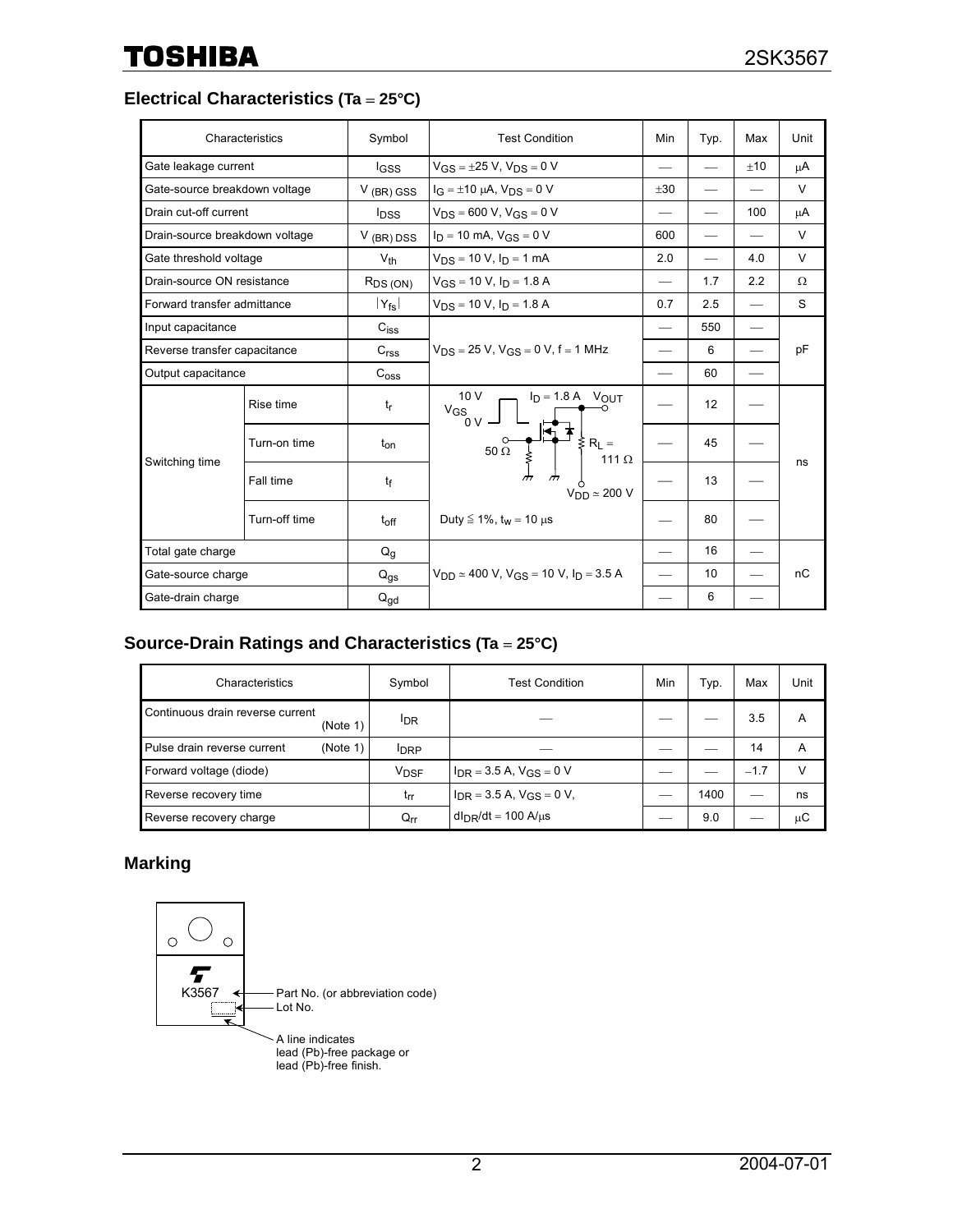## Electrical Characteristics (Ta = 25°C)

| Characteristics | | Symbol | Test Condition | Min | Typ. | Max | Unit |
|---|---|---|---|---|---|---|---|
| Gate leakage current | | $I_{GSS}$ | $V_{GS} = \pm 25$ V, $V_{DS} = 0$ V | — | — | ±10 | μA |
| Gate-source breakdown voltage | | $V_{(BR)\ GSS}$ | $I_G = \pm 10$ μA, $V_{DS} = 0$ V | ±30 | — | — | V |
| Drain cut-off current | | $I_{DSS}$ | $V_{DS} = 600$ V, $V_{GS} = 0$ V | — | — | 100 | μA |
| Drain-source breakdown voltage | | $V_{(BR)\ DSS}$ | $I_D = 10$ mA, $V_{GS} = 0$ V | 600 | — | — | V |
| Gate threshold voltage | | $V_{th}$ | $V_{DS} = 10$ V, $I_D = 1$ mA | 2.0 | — | 4.0 | V |
| Drain-source ON resistance | | $R_{DS\ (ON)}$ | $V_{GS} = 10$ V, $I_D = 1.8$ A | — | 1.7 | 2.2 | Ω |
| Forward transfer admittance | | $\lvert Y_{fs} \rvert$ | $V_{DS} = 10$ V, $I_D = 1.8$ A | 0.7 | 2.5 | — | S |
| Input capacitance | | $C_{iss}$ | $V_{DS} = 25$ V, $V_{GS} = 0$ V, f = 1 MHz | — | 550 | — | pF |
| Reverse transfer capacitance | | $C_{rss}$ | | — | 6 | — | |
| Output capacitance | | $C_{oss}$ | | — | 60 | — | |
| Switching time | Rise time | $t_r$ | $V_{GS}$: 10 V / 0 V, $I_D = 1.8$ A, $V_{OUT}$, 50 Ω, $R_L = 111$ Ω, $V_{DD} \simeq 200$ V | — | 12 | — | ns |
| | Turn-on time | $t_{on}$ | | — | 45 | — | |
| | Fall time | $t_f$ | | — | 13 | — | |
| | Turn-off time | $t_{off}$ | Duty ≦ 1%, $t_w = 10$ μs | — | 80 | — | |
| Total gate charge | | $Q_g$ | $V_{DD} \simeq 400$ V, $V_{GS} = 10$ V, $I_D = 3.5$ A | — | 16 | — | nC |
| Gate-source charge | | $Q_{gs}$ | | — | 10 | — | |
| Gate-drain charge | | $Q_{gd}$ | | — | 6 | — | |

## Source-Drain Ratings and Characteristics (Ta = 25°C)

| Characteristics | Symbol | Test Condition | Min | Typ. | Max | Unit |
|---|---|---|---|---|---|---|
| Continuous drain reverse current (Note 1) | $I_{DR}$ | — | — | — | 3.5 | A |
| Pulse drain reverse current (Note 1) | $I_{DRP}$ | — | — | — | 14 | A |
| Forward voltage (diode) | $V_{DSF}$ | $I_{DR} = 3.5$ A, $V_{GS} = 0$ V | — | — | −1.7 | V |
| Reverse recovery time | $t_{rr}$ | $I_{DR} = 3.5$ A, $V_{GS} = 0$ V, | — | 1400 | — | ns |
| Reverse recovery charge | $Q_{rr}$ | $dI_{DR}/dt = 100$ A/μs | — | 9.0 | — | μC |

## Marking

K3567

- Part No. (or abbreviation code)
- Lot No.
- A line indicates lead (Pb)-free package or lead (Pb)-free finish.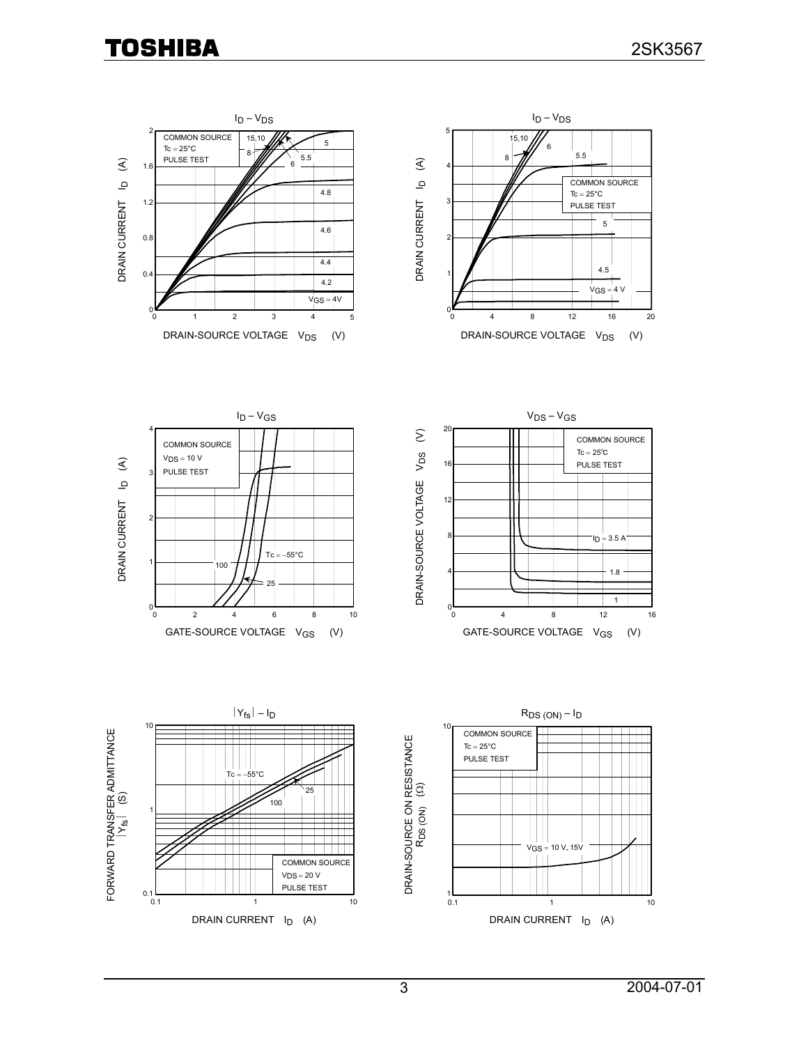## $I_D – V_{DS}$

COMMON SOURCE
$Tc = 25°C$
PULSE TEST

$V_{GS}$ = 15, 10, 8, 6, 5.5, 5, 4.8, 4.6, 4.4, 4.2, $V_{GS} = 4V$

DRAIN CURRENT $I_D$ (A)

DRAIN-SOURCE VOLTAGE $V_{DS}$ (V)

## $I_D – V_{DS}$

COMMON SOURCE
$Tc = 25°C$
PULSE TEST

$V_{GS}$ = 15, 10, 8, 6, 5.5, 5, 4.5, $V_{GS} = 4$ V

DRAIN CURRENT $I_D$ (A)

DRAIN-SOURCE VOLTAGE $V_{DS}$ (V)

## $I_D – V_{GS}$

COMMON SOURCE
$V_{DS} = 10$ V
PULSE TEST

$Tc = -55°C$, 25, 100

DRAIN CURRENT $I_D$ (A)

GATE-SOURCE VOLTAGE $V_{GS}$ (V)

## $V_{DS} – V_{GS}$

COMMON SOURCE
$Tc = 25°C$
PULSE TEST

$I_D = 3.5$ A, 1.8, 1

DRAIN-SOURCE VOLTAGE $V_{DS}$ (V)

GATE-SOURCE VOLTAGE $V_{GS}$ (V)

## $|Y_{fs}| – I_D$

COMMON SOURCE
$V_{DS} = 20$ V
PULSE TEST

$Tc = -55°C$, 25, 100

FORWARD TRANSFER ADMITTANCE $|Y_{fs}|$ (S)

DRAIN CURRENT $I_D$ (A)

## $R_{DS (ON)} – I_D$

COMMON SOURCE
$Tc = 25°C$
PULSE TEST

$V_{GS} = 10$ V, 15V

DRAIN-SOURCE ON RESISTANCE $R_{DS (ON)}$ (Ω)

DRAIN CURRENT $I_D$ (A)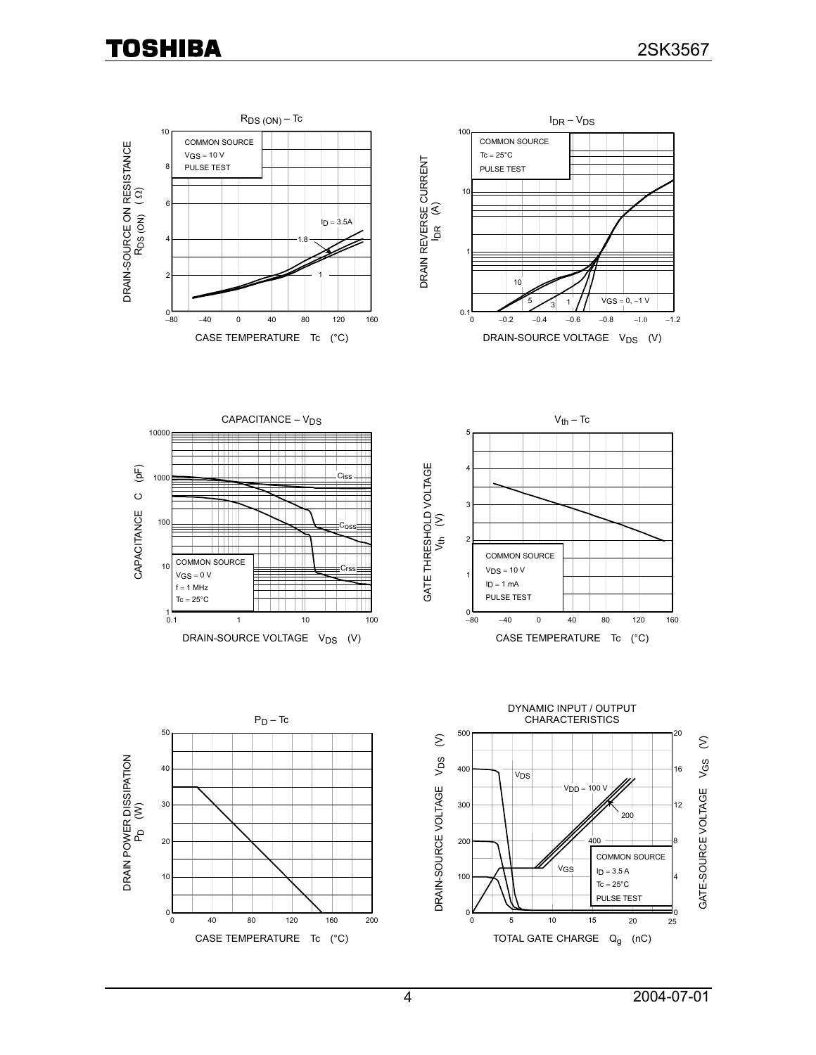### $R_{DS\ (ON)}$ – Tc

DRAIN-SOURCE ON RESISTANCE $R_{DS\ (ON)}$ (Ω)

COMMON SOURCE
$V_{GS}$ = 10 V
PULSE TEST

$I_D$ = 3.5A, 1.8, 1

CASE TEMPERATURE Tc (°C)

### $I_{DR}$ – $V_{DS}$

DRAIN REVERSE CURRENT $I_{DR}$ (A)

COMMON SOURCE
Tc = 25°C
PULSE TEST

10, 5, 3, 1, $V_{GS}$ = 0, −1 V

DRAIN-SOURCE VOLTAGE $V_{DS}$ (V)

### CAPACITANCE – $V_{DS}$

CAPACITANCE C (pF)

Ciss, Coss, Crss

COMMON SOURCE
$V_{GS}$ = 0 V
f = 1 MHz
Tc = 25°C

DRAIN-SOURCE VOLTAGE $V_{DS}$ (V)

### $V_{th}$ – Tc

GATE THRESHOLD VOLTAGE $V_{th}$ (V)

COMMON SOURCE
$V_{DS}$ = 10 V
$I_D$ = 1 mA
PULSE TEST

CASE TEMPERATURE Tc (°C)

### $P_D$ – Tc

DRAIN POWER DISSIPATION $P_D$ (W)

CASE TEMPERATURE Tc (°C)

### DYNAMIC INPUT / OUTPUT CHARACTERISTICS

DRAIN-SOURCE VOLTAGE $V_{DS}$ (V)

GATE-SOURCE VOLTAGE $V_{GS}$ (V)

$V_{DS}$
$V_{DD}$ = 100 V, 200, 400
$V_{GS}$

COMMON SOURCE
$I_D$ = 3.5 A
Tc = 25°C
PULSE TEST

TOTAL GATE CHARGE $Q_g$ (nC)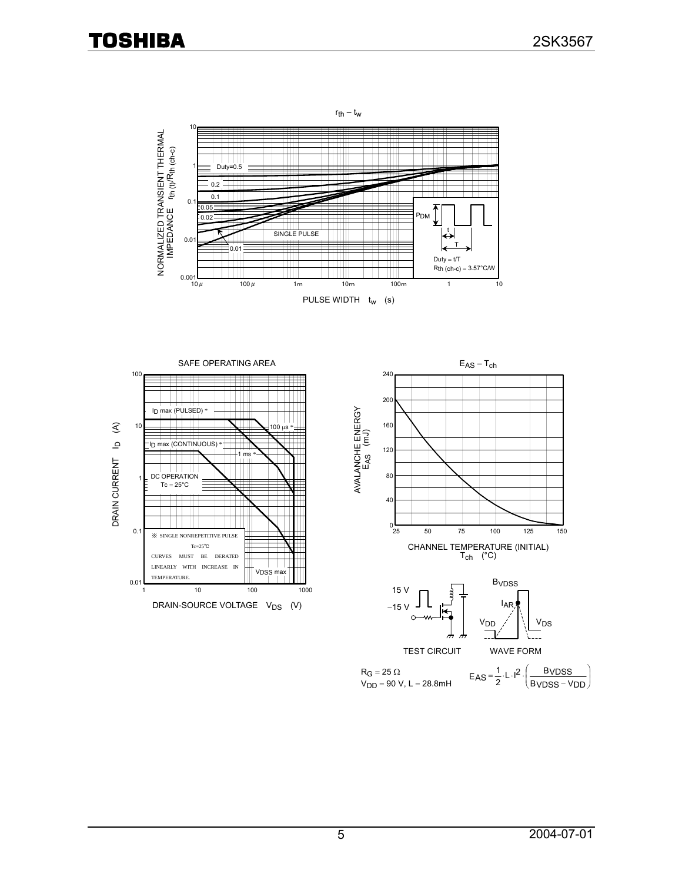## $r_{th} – t_w$

NORMALIZED TRANSIENT THERMAL IMPEDANCE $r_{th}(t)/R_{th}(ch\text{-}c)$

PULSE WIDTH $t_w$ (s)

Duty=0.5, 0.2, 0.1, 0.05, 0.02, 0.01, SINGLE PULSE

$P_{DM}$, t, T

Duty = t/T
$R_{th}(ch\text{-}c) = 3.57°C/W$

## SAFE OPERATING AREA

DRAIN CURRENT $I_D$ (A)

DRAIN-SOURCE VOLTAGE $V_{DS}$ (V)

$I_D$ max (PULSED) *

$I_D$ max (CONTINUOUS) *

100 μs *

1 ms *

DC OPERATION
Tc = 25°C

※ SINGLE NONREPETITIVE PULSE
Tc=25℃
CURVES MUST BE DERATED LINEARLY WITH INCREASE IN TEMPERATURE.

$V_{DSS}$ max

## $E_{AS} – T_{ch}$

AVALANCHE ENERGY $E_{AS}$ (mJ)

CHANNEL TEMPERATURE (INITIAL) $T_{ch}$ (°C)

15 V
−15 V

TEST CIRCUIT

$B_{VDSS}$, $I_{AR}$, $V_{DD}$, $V_{DS}$

WAVE FORM

$R_G = 25\ \Omega$
$V_{DD} = 90$ V, L = 28.8mH

$$E_{AS} = \frac{1}{2} \cdot L \cdot I^2 \cdot \left( \frac{B_{VDSS}}{B_{VDSS} - V_{DD}} \right)$$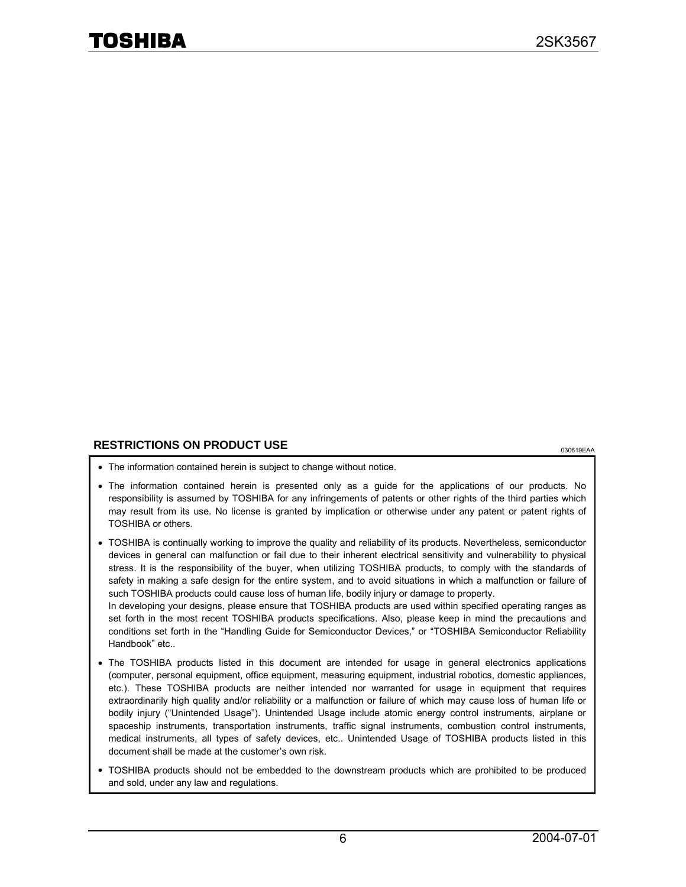## RESTRICTIONS ON PRODUCT USE

030619EAA

- The information contained herein is subject to change without notice.
- The information contained herein is presented only as a guide for the applications of our products. No responsibility is assumed by TOSHIBA for any infringements of patents or other rights of the third parties which may result from its use. No license is granted by implication or otherwise under any patent or patent rights of TOSHIBA or others.
- TOSHIBA is continually working to improve the quality and reliability of its products. Nevertheless, semiconductor devices in general can malfunction or fail due to their inherent electrical sensitivity and vulnerability to physical stress. It is the responsibility of the buyer, when utilizing TOSHIBA products, to comply with the standards of safety in making a safe design for the entire system, and to avoid situations in which a malfunction or failure of such TOSHIBA products could cause loss of human life, bodily injury or damage to property.
  In developing your designs, please ensure that TOSHIBA products are used within specified operating ranges as set forth in the most recent TOSHIBA products specifications. Also, please keep in mind the precautions and conditions set forth in the "Handling Guide for Semiconductor Devices," or "TOSHIBA Semiconductor Reliability Handbook" etc..
- The TOSHIBA products listed in this document are intended for usage in general electronics applications (computer, personal equipment, office equipment, measuring equipment, industrial robotics, domestic appliances, etc.). These TOSHIBA products are neither intended nor warranted for usage in equipment that requires extraordinarily high quality and/or reliability or a malfunction or failure of which may cause loss of human life or bodily injury ("Unintended Usage"). Unintended Usage include atomic energy control instruments, airplane or spaceship instruments, transportation instruments, traffic signal instruments, combustion control instruments, medical instruments, all types of safety devices, etc.. Unintended Usage of TOSHIBA products listed in this document shall be made at the customer's own risk.
- TOSHIBA products should not be embedded to the downstream products which are prohibited to be produced and sold, under any law and regulations.